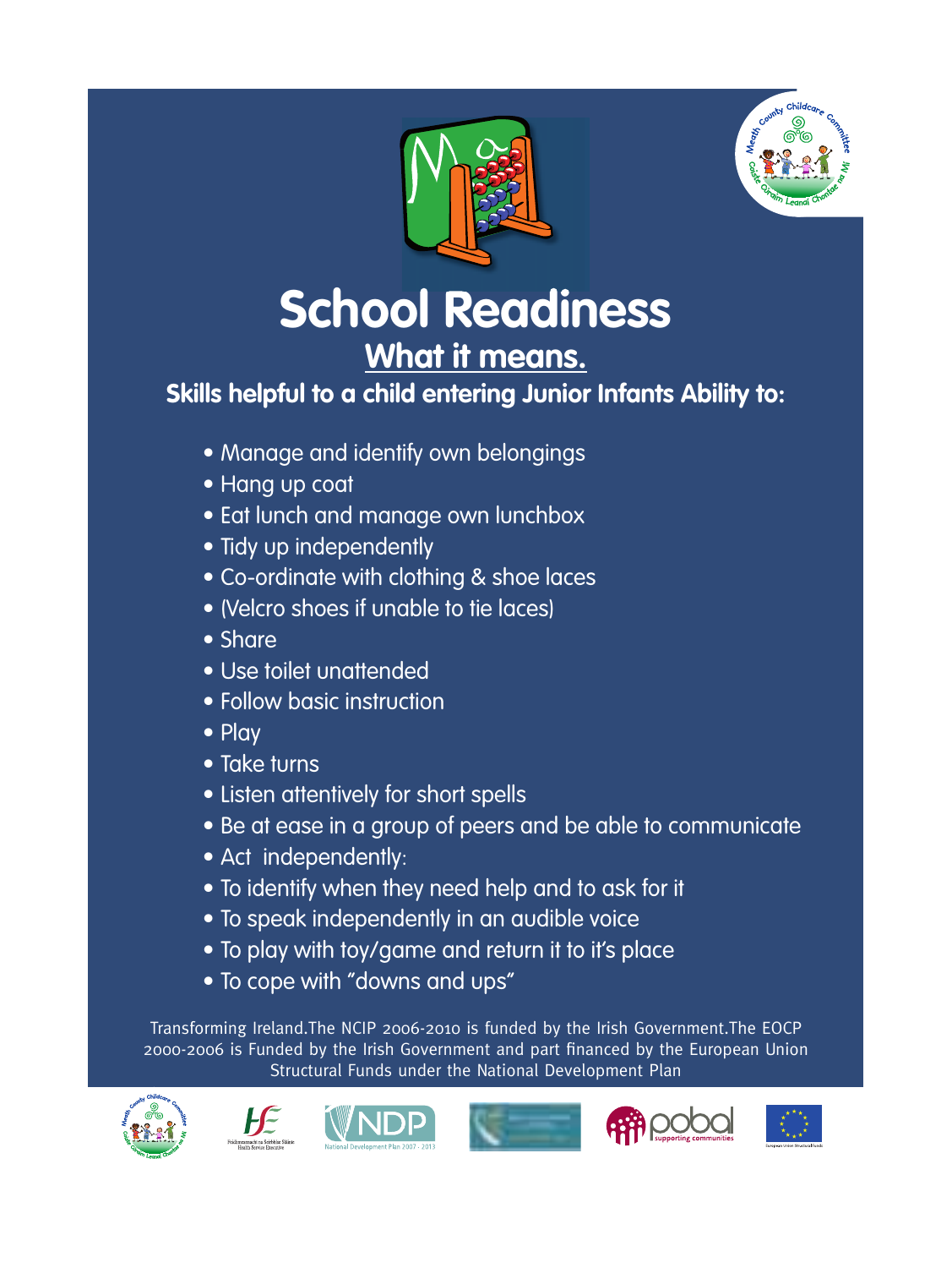# School Readiness

## What it means.

**Skills helpful to a child entering Junior Infants Ability to:**

- Manage and identify own belongings
- Hang up coat
- Eat lunch and manage own lunchbox
- Tidy up independently
- Co-ordinate with clothing & shoe laces
- (Velcro shoes if unable to tie laces)
- Share
- Use toilet unattended
- Follow basic instruction
- Play
- Take turns
- Listen attentively for short spells
- Be at ease in a group of peers and be able to communicate
- Act independently:
- To identify when they need help and to ask for it
- To speak independently in an audible voice
- To play with toy/game and return it to it's place
- To cope with "downs and ups"

Transforming Ireland.The NCIP 2006-2010 is funded by the Irish Government.The EOCP 2000-2006 is Funded by the Irish Government and part financed by the European Union Structural Funds under the National Development Plan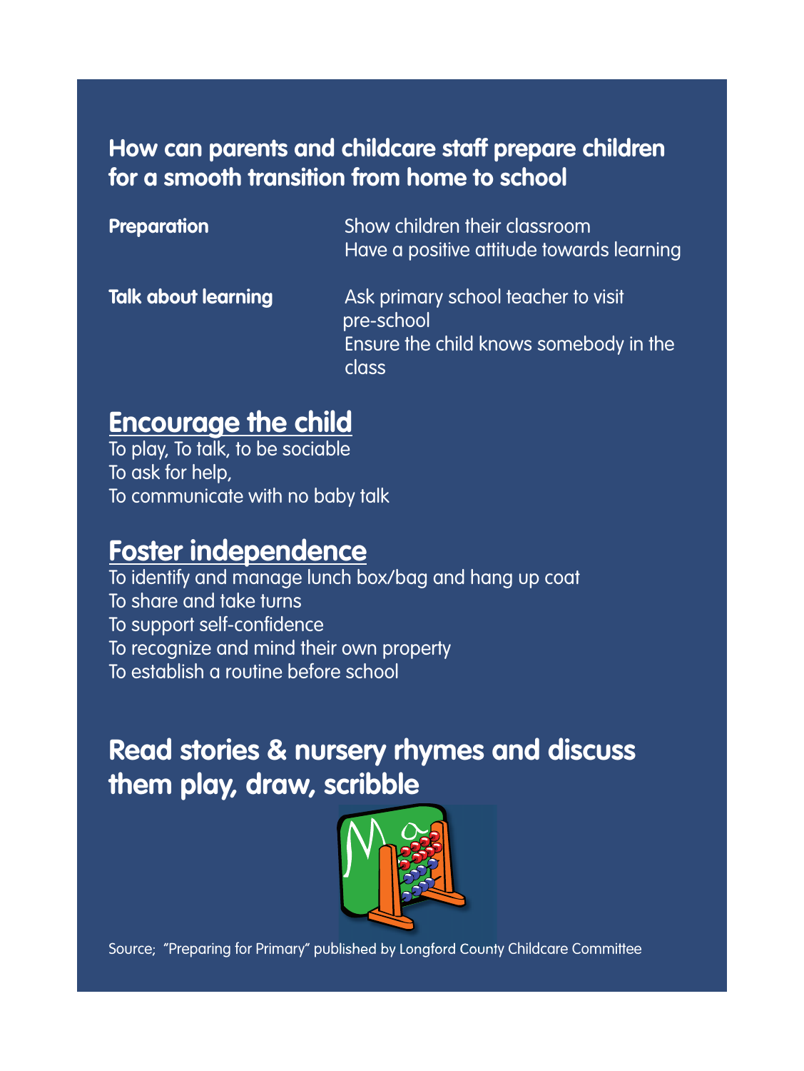## How can parents and childcare staff prepare children for a smooth transition from home to school

| | |
|---|---|
| **Preparation** | Show children their classroom<br>Have a positive attitude towards learning |
| **Talk about learning** | Ask primary school teacher to visit pre-school<br>Ensure the child knows somebody in the class |

## Encourage the child

To play, To talk, to be sociable
To ask for help,
To communicate with no baby talk

## Foster independence

To identify and manage lunch box/bag and hang up coat
To share and take turns
To support self-confidence
To recognize and mind their own property
To establish a routine before school

## Read stories & nursery rhymes and discuss them play, draw, scribble

Source; "Preparing for Primary" published by Longford County Childcare Committee